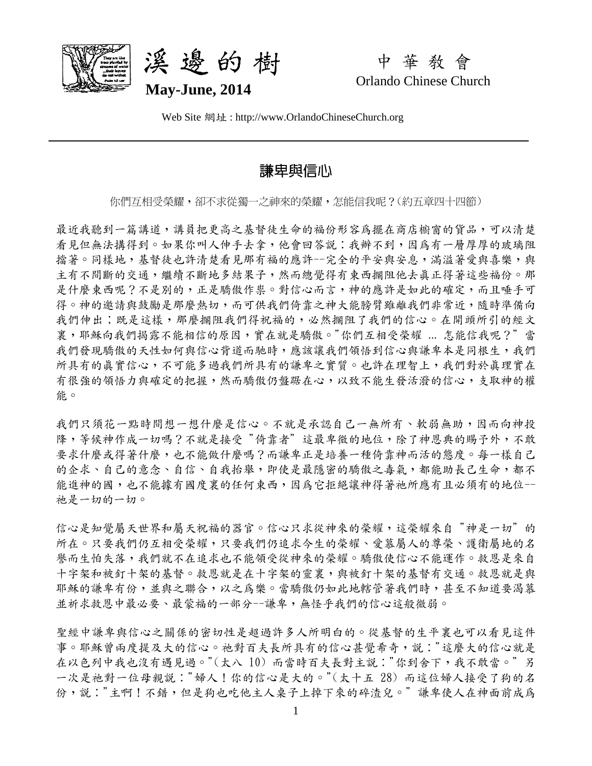# 溪邊的樹

**May-June, 2014**

中華教會

Orlando Chinese Church

Web Site 網址 : http://www.OrlandoChineseChurch.org

## 謙卑與信心

你們互相受榮耀，卻不求從獨一之神來的榮耀，怎能信我呢？(約五章四十四節)

最近我聽到一篇講道，講員把更高之基督徒生命的福份形容爲擺在商店櫥窗的貨品，可以清楚看見但無法購得到。如果你叫人伸手去拿，他會回答說：我辦不到，因爲有一層厚厚的玻璃阻擋著。同樣地，基督徒也許清楚看見那有福的應許--完全的平安與安息，滿溢著愛與喜樂，與主有不間斷的交通，繼續不斷地多結果子，然而總覺得有東西攔阻他去眞正得著這些福份。那是什麼東西呢？不是別的，正是驕傲作祟。對信心而言，神的應許是如此的確定，而且唾手可得。神的邀請與鼓勵是那麼熱切，而可供我們倚靠之神大能膀臂雖離我們非常近，隨時準備向我們伸出；既是這樣，那麼攔阻我們得祝福的，必然攔阻了我們的信心。在開頭所引的經文裏，耶穌向我們揭露不能相信的原因，實在就是驕傲。"你們互相受榮耀 ... 怎能信我呢？" 當我們發現驕傲的天性如何與信心背道而馳時，應該讓我們領悟到信心與謙卑本是同根生，我們所具有的眞實信心，不可能多過我們所具有的謙卑之實質。也許在理智上，我們對於眞理實在有很強的領悟力與確定的把握，然而驕傲仍盤踞在心，以致不能生發活潑的信心，支取神的權能。

我們只須花一點時間想一想什麼是信心。不就是承認自己一無所有、軟弱無助，因而向神投降，等候神作成一切嗎？不就是接受 "倚靠者" 這最卑微的地位，除了神恩典的賜予外，不敢要求什麼或得著什麼，也不能做什麼嗎？而謙卑正是培養一種倚靠神而活的態度。每一樣自己的企求、自己的意念、自信、自我抬舉，即使是最隱密的驕傲之毒氣，都能助長己生命，都不能進神的國，也不能據有國度裏的任何東西，因爲它拒絕讓神得著祂所應有且必須有的地位--祂是一切的一切。

信心是知覺屬天世界和屬天祝福的器官。信心只求從神來的榮耀，這榮耀來自 "神是一切" 的所在。只要我們仍互相受榮耀，只要我們仍追求今生的榮耀、愛慕屬人的尊榮、護衛屬地的名譽而生怕失落，我們就不在追求也不能領受從神來的榮耀。驕傲使信心不能運作。救恩是來自十字架和被釘十架的基督。救恩就是在十字架的靈裏，與被釘十架的基督有交通。救恩就是與耶穌的謙卑有份，並與之聯合，以之爲樂。當驕傲仍如此地轄管著我們時，甚至不知道要渴慕並祈求救恩中最必要、最蒙福的一部分--謙卑，無怪乎我們的信心這般微弱。

聖經中謙卑與信心之關係的密切性是超過許多人所明白的。從基督的生平裏也可以看見這件事。耶穌曾兩度提及大的信心。祂對百夫長所具有的信心甚覺希奇，說："這麼大的信心就是在以色列中我也沒有遇見過。"(太八 10) 而當時百夫長對主說："你到舍下，我不敢當。" 另一次是祂對一位母親說："婦人！你的信心是大的。"(太十五 28) 而這位婦人接受了狗的名份，說："主啊！不錯，但是狗也吃他主人桌子上掉下來的碎渣兒。" 謙卑使人在神面前成爲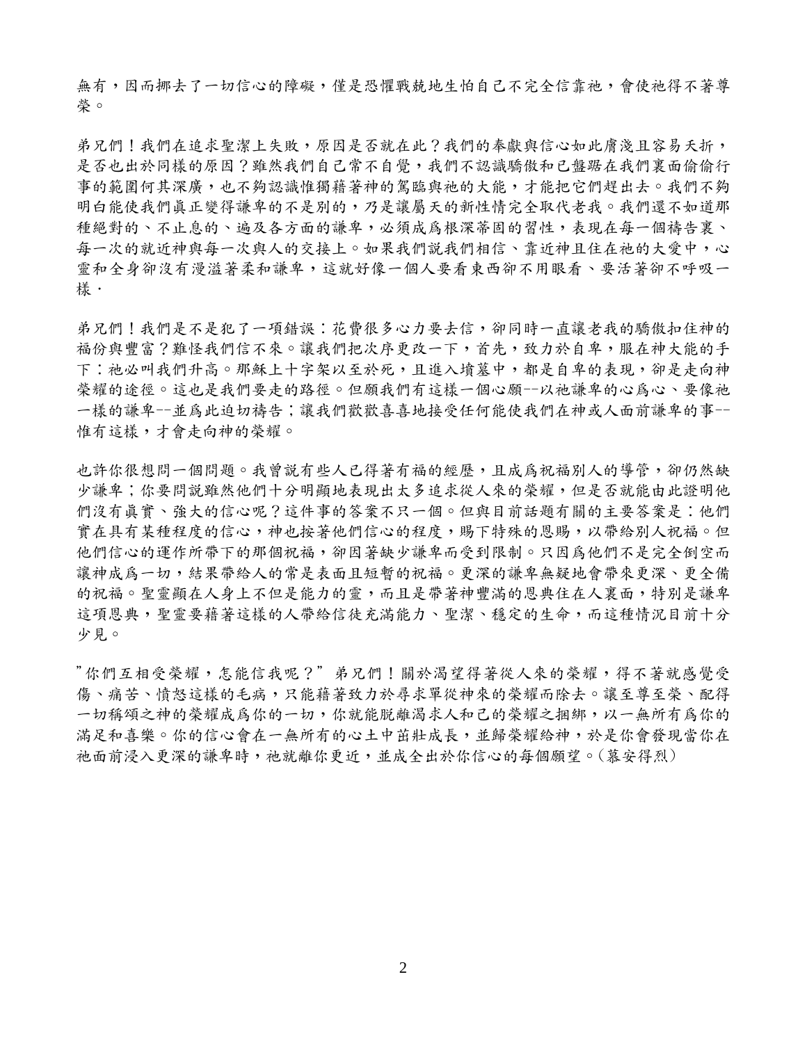無有，因而挪去了一切信心的障礙，僅是恐懼戰兢地生怕自己不完全信靠祂，會使祂得不著尊榮。

弟兄們！我們在追求聖潔上失敗，原因是否就在此？我們的奉獻與信心如此膚淺且容易夭折，是否也出於同樣的原因？雖然我們自己常不自覺，我們不認識驕傲和己盤踞在我們裏面偷偷行事的範圍何其深廣，也不夠認識惟獨藉著神的駕臨與祂的大能，才能把它們趕出去。我們不夠明白能使我們眞正變得謙卑的不是別的，乃是讓屬天的新性情完全取代老我。我們還不知道那種絕對的、不止息的、遍及各方面的謙卑，必須成爲根深蒂固的習性，表現在每一個禱告裏、每一次的就近神與每一次與人的交接上。如果我們說我們相信、靠近神且住在祂的大愛中，心靈和全身卻沒有漫溢著柔和謙卑，這就好像一個人要看東西卻不用眼看、要活著卻不呼吸一樣·

弟兄們！我們是不是犯了一項錯誤：花費很多心力要去信，卻同時一直讓老我的驕傲扣住神的福份與豐富？難怪我們信不來。讓我們把次序更改一下，首先，致力於自卑，服在神大能的手下：祂必叫我們升高。耶穌上十字架以至於死，且進入墳墓中，都是自卑的表現，卻是走向神榮耀的途徑。這也是我們要走的路徑。但願我們有這樣一個心願--以祂謙卑的心爲心、要像祂一樣的謙卑--並爲此迫切禱告；讓我們歡歡喜喜地接受任何能使我們在神或人面前謙卑的事--惟有這樣，才會走向神的榮耀。

也許你很想問一個問題。我曾說有些人已得著有福的經歷，且成爲祝福別人的導管，卻仍然缺少謙卑；你要問說雖然他們十分明顯地表現出太多追求從人來的榮耀，但是否就能由此證明他們沒有眞實、強大的信心呢？這件事的答案不只一個。但與目前話題有關的主要答案是：他們實在具有某種程度的信心，神也按著他們信心的程度，賜下特殊的恩賜，以帶給別人祝福。但他們信心的運作所帶下的那個祝福，卻因著缺少謙卑而受到限制。只因爲他們不是完全倒空而讓神成爲一切，結果帶給人的常是表面且短暫的祝福。更深的謙卑無疑地會帶來更深、更全備的祝福。聖靈顯在人身上不但是能力的靈，而且是帶著神豐滿的恩典住在人裏面，特別是謙卑這項恩典，聖靈要藉著這樣的人帶給信徒充滿能力、聖潔、穩定的生命，而這種情況目前十分少見。

"你們互相受榮耀，怎能信我呢？" 弟兄們！關於渴望得著從人來的榮耀，得不著就感覺受傷、痛苦、憤怒這樣的毛病，只能藉著致力於尋求單從神來的榮耀而除去。讓至尊至榮、配得一切稱頌之神的榮耀成爲你的一切，你就能脫離渴求人和己的榮耀之捆綁，以一無所有爲你的滿足和喜樂。你的信心會在一無所有的心土中茁壯成長，並歸榮耀給神，於是你會發現當你在祂面前浸入更深的謙卑時，祂就離你更近，並成全出於你信心的每個願望。(慕安得烈)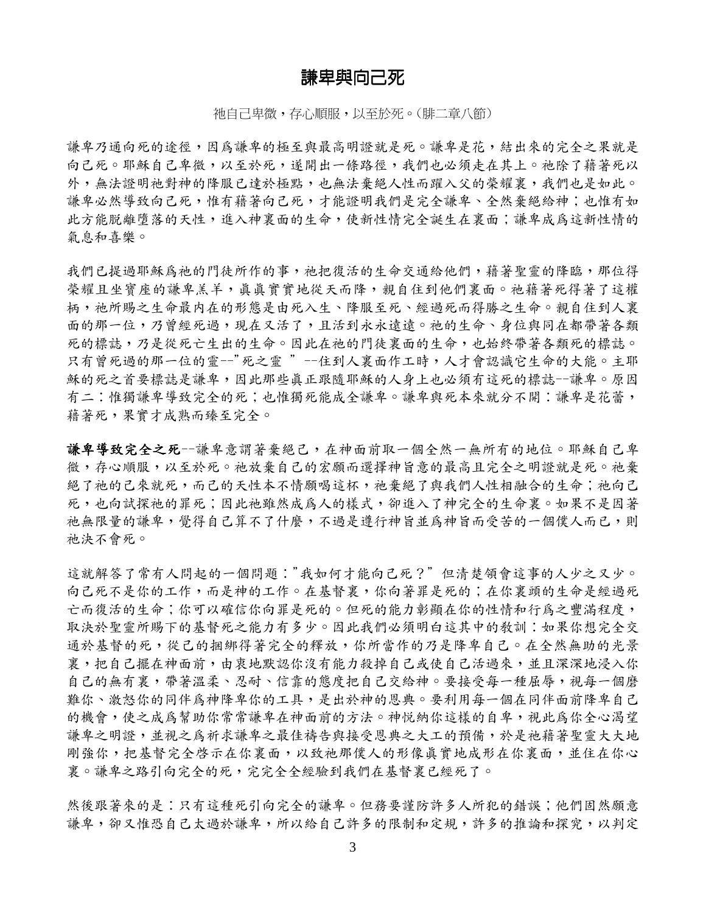# 謙卑與向己死

祂自已卑微，存心順服，以至於死。（腓二章八節）

謙卑乃通向死的途徑，因爲謙卑的極至與最高明證就是死。謙卑是花，結出來的完全之果就是向己死。耶穌自己卑微，以至於死，遂開出一條路徑，我們也必須走在其上。祂除了藉著死以外，無法證明祂對神的降服已達於極點，也無法棄絕人性而躍入父的榮耀裏，我們也是如此。謙卑必然導致向己死，惟有藉著向己死，才能證明我們是完全謙卑、全然棄絕給神；也惟有如此方能脫離墮落的天性，進入神裏面的生命，使新性情完全誕生在裏面；謙卑成爲這新性情的氣息和喜樂。

我們已提過耶穌爲祂的門徒所作的事，祂把復活的生命交通給他們，藉著聖靈的降臨，那位得榮耀且坐寶座的謙卑羔羊，眞眞實實地從天而降，親自住到他們裏面。祂藉著死得著了這權柄，祂所賜之生命最內在的形態是由死入生、降服至死、經過死而得勝之生命。親自住到人裏面的那一位，乃曾經死過，現在又活了，且活到永永遠遠。祂的生命、身位與同在都帶著各類死的標誌，乃是從死亡生出的生命。因此在祂的門徒裏面的生命，也始終帶著各類死的標誌。只有曾死過的那一位的靈--"死之靈 " --住到人裏面作工時，人才會認識它生命的大能。主耶穌的死之首要標誌是謙卑，因此那些眞正跟隨耶穌的人身上也必須有這死的標誌--謙卑。原因有二：惟獨謙卑導致完全的死；也惟獨死能成全謙卑。謙卑與死本來就分不開：謙卑是花蕾，藉著死，果實才成熟而臻至完全。

**謙卑導致完全之死**--謙卑意謂著棄絕己，在神面前取一個全然一無所有的地位。耶穌自己卑微，存心順服，以至於死。祂放棄自己的宏願而選擇神旨意的最高且完全之明證就是死。祂棄絕了祂的己來就死，而己的天性本不情願喝這杯，祂棄絕了與我們人性相融合的生命；祂向己死，也向試探祂的罪死；因此祂雖然成爲人的樣式，卻進入了神完全的生命裏。如果不是因著祂無限量的謙卑，覺得自己算不了什麼，不過是遵行神旨並爲神旨而受苦的一個僕人而已，則祂決不會死。

這就解答了常有人問起的一個問題："我如何才能向己死？" 但清楚領會這事的人少之又少。向己死不是你的工作，而是神的工作。在基督裏，你向著罪是死的；在你裏頭的生命是經過死亡而復活的生命；你可以確信你向罪是死的。但死的能力彰顯在你的性情和行爲之豐滿程度，取決於聖靈所賜下的基督死之能力有多少。因此我們必須明白這其中的教訓：如果你想完全交通於基督的死，從己的捆綁得著完全的釋放，你所當作的乃是降卑自己。在全然無助的光景裏，把自己擺在神面前，由衷地默認你沒有能力殺掉自己或使自己活過來，並且深深地浸入你自己的無有裏，帶著溫柔、忍耐、信靠的態度把自己交給神。要接受每一種屈辱，視每一個磨難你、激怒你的同伴爲神降卑你的工具，是出於神的恩典。要利用每一個在同伴面前降卑自己的機會，使之成爲幫助你常常謙卑在神面前的方法。神悅納你這樣的自卑，視此爲你全心渴望謙卑之明證，並視之爲祈求謙卑之最佳禱告與接受恩典之大工的預備，於是祂藉著聖靈大大地剛強你，把基督完全啓示在你裏面，以致祂那僕人的形像眞實地成形在你裏面，並住在你心裏。謙卑之路引向完全的死，完完全全經驗到我們在基督裏已經死了。

然後跟著來的是：只有這種死引向完全的謙卑。但務要謹防許多人所犯的錯誤；他們固然願意謙卑，卻又惟恐自己太過於謙卑，所以給自己許多的限制和定規，許多的推論和探究，以判定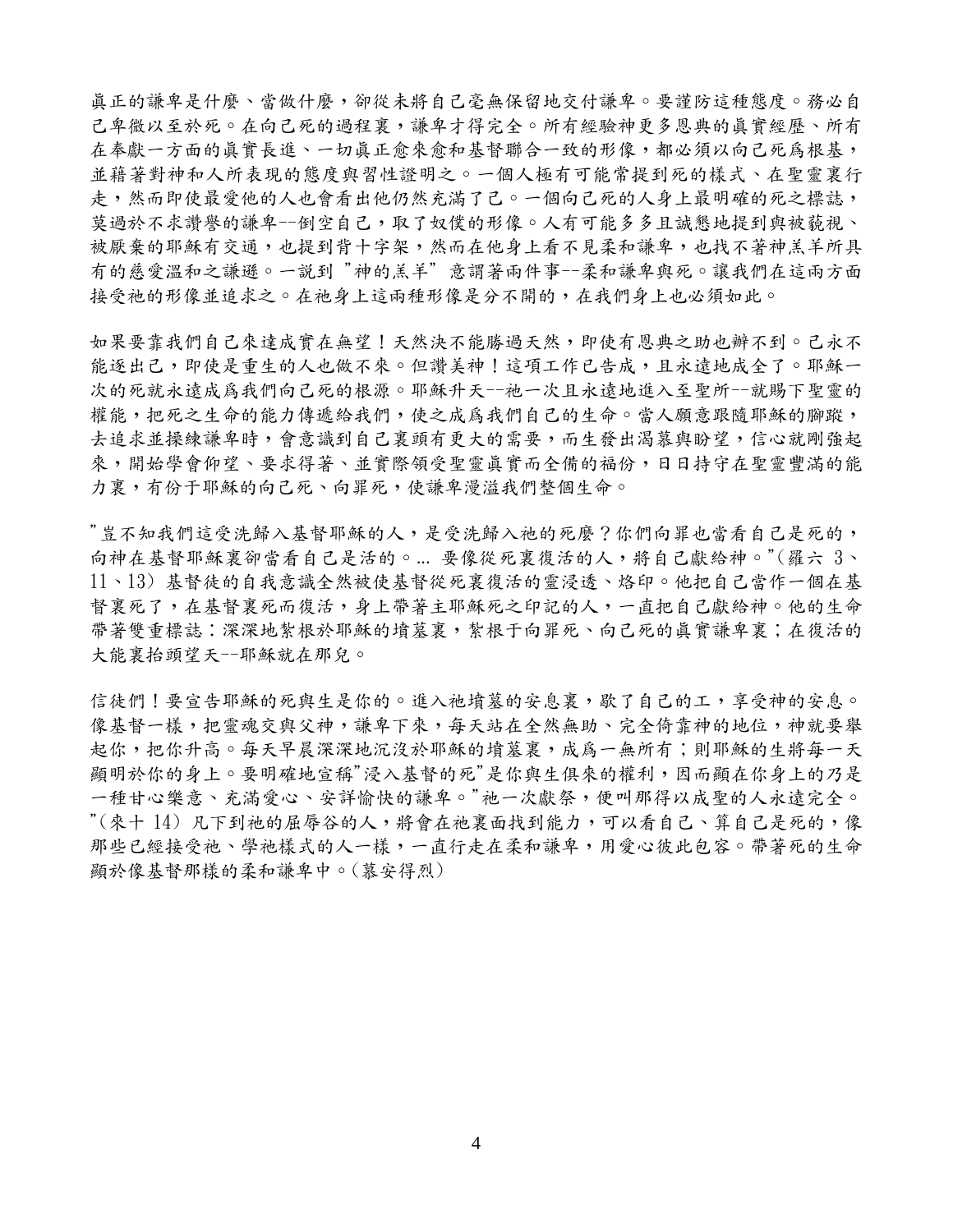眞正的謙卑是什麼、當做什麼，卻從未將自己毫無保留地交付謙卑。要謹防這種態度。務必自己卑微以至於死。在向己死的過程裏，謙卑才得完全。所有經驗神更多恩典的眞實經歷、所有在奉獻一方面的眞實長進、一切眞正愈來愈和基督聯合一致的形像，都必須以向己死爲根基，並藉著對神和人所表現的態度與習性證明之。一個人極有可能常提到死的樣式、在聖靈裏行走，然而即使最愛他的人也會看出他仍然充滿了己。一個向己死的人身上最明確的死之標誌，莫過於不求讚譽的謙卑--倒空自己，取了奴僕的形像。人有可能多多且誠懇地提到與被藐視、被厭棄的耶穌有交通，也提到背十字架，然而在他身上看不見柔和謙卑，也找不著神羔羊所具有的慈愛溫和之謙遜。一說到 "神的羔羊" 意謂著兩件事--柔和謙卑與死。讓我們在這兩方面接受祂的形像並追求之。在祂身上這兩種形像是分不開的，在我們身上也必須如此。

如果要靠我們自己來達成實在無望！天然決不能勝過天然，即使有恩典之助也辦不到。己永不能逐出己，即使是重生的人也做不來。但讚美神！這項工作已告成，且永遠地成全了。耶穌一次的死就永遠成爲我們向己死的根源。耶穌升天--祂一次且永遠地進入至聖所--就賜下聖靈的權能，把死之生命的能力傳遞給我們，使之成爲我們自己的生命。當人願意跟隨耶穌的腳蹤，去追求並操練謙卑時，會意識到自己裏頭有更大的需要，而生發出渴慕與盼望，信心就剛強起來，開始學會仰望、要求得著、並實際領受聖靈眞實而全備的福份，日日持守在聖靈豐滿的能力裏，有份于耶穌的向己死、向罪死，使謙卑漫溢我們整個生命。

"豈不知我們這受洗歸入基督耶穌的人，是受洗歸入祂的死麼？你們向罪也當看自己是死的，向神在基督耶穌裏卻當看自己是活的。... 要像從死裏復活的人，將自己獻給神。"(羅六 3、11、13) 基督徒的自我意識全然被使基督從死裏復活的靈浸透、烙印。他把自己當作一個在基督裏死了，在基督裏死而復活，身上帶著主耶穌死之印記的人，一直把自己獻給神。他的生命帶著雙重標誌：深深地紮根於耶穌的墳墓裏，紮根于向罪死、向己死的眞實謙卑裏；在復活的大能裏抬頭望天--耶穌就在那兒。

信徒們！要宣告耶穌的死與生是你的。進入祂墳墓的安息裏，歇了自己的工，享受神的安息。像基督一樣，把靈魂交與父神，謙卑下來，每天站在全然無助、完全倚靠神的地位，神就要舉起你，把你升高。每天早晨深深地沉沒於耶穌的墳墓裏，成爲一無所有；則耶穌的生將每一天顯明於你的身上。要明確地宣稱"浸入基督的死"是你與生俱來的權利，因而顯在你身上的乃是一種甘心樂意、充滿愛心、安詳愉快的謙卑。"祂一次獻祭，便叫那得以成聖的人永遠完全。"(來十 14) 凡下到祂的屈辱谷的人，將會在祂裏面找到能力，可以看自己、算自己是死的，像那些已經接受祂、學祂樣式的人一樣，一直行走在柔和謙卑，用愛心彼此包容。帶著死的生命顯於像基督那樣的柔和謙卑中。(慕安得烈)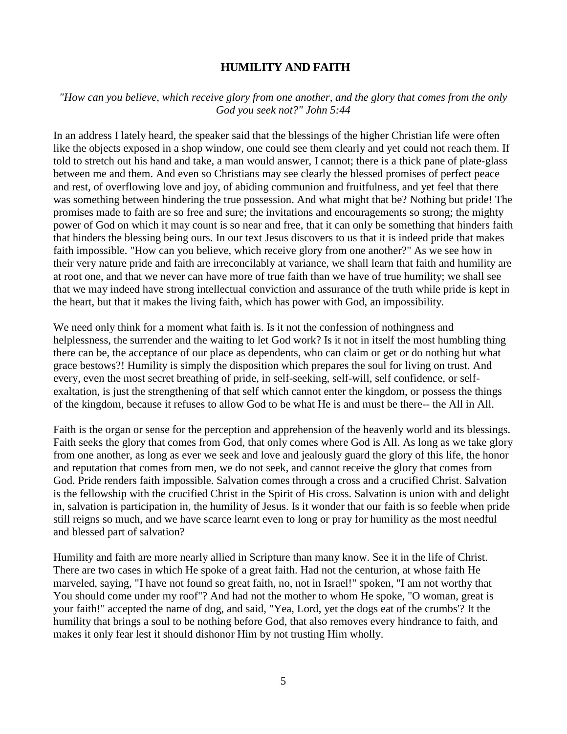## HUMILITY AND FAITH

*"How can you believe, which receive glory from one another, and the glory that comes from the only God you seek not?" John 5:44*

In an address I lately heard, the speaker said that the blessings of the higher Christian life were often like the objects exposed in a shop window, one could see them clearly and yet could not reach them. If told to stretch out his hand and take, a man would answer, I cannot; there is a thick pane of plate-glass between me and them. And even so Christians may see clearly the blessed promises of perfect peace and rest, of overflowing love and joy, of abiding communion and fruitfulness, and yet feel that there was something between hindering the true possession. And what might that be? Nothing but pride! The promises made to faith are so free and sure; the invitations and encouragements so strong; the mighty power of God on which it may count is so near and free, that it can only be something that hinders faith that hinders the blessing being ours. In our text Jesus discovers to us that it is indeed pride that makes faith impossible. "How can you believe, which receive glory from one another?" As we see how in their very nature pride and faith are irreconcilably at variance, we shall learn that faith and humility are at root one, and that we never can have more of true faith than we have of true humility; we shall see that we may indeed have strong intellectual conviction and assurance of the truth while pride is kept in the heart, but that it makes the living faith, which has power with God, an impossibility.

We need only think for a moment what faith is. Is it not the confession of nothingness and helplessness, the surrender and the waiting to let God work? Is it not in itself the most humbling thing there can be, the acceptance of our place as dependents, who can claim or get or do nothing but what grace bestows?! Humility is simply the disposition which prepares the soul for living on trust. And every, even the most secret breathing of pride, in self-seeking, self-will, self confidence, or self-exaltation, is just the strengthening of that self which cannot enter the kingdom, or possess the things of the kingdom, because it refuses to allow God to be what He is and must be there-- the All in All.

Faith is the organ or sense for the perception and apprehension of the heavenly world and its blessings. Faith seeks the glory that comes from God, that only comes where God is All. As long as we take glory from one another, as long as ever we seek and love and jealously guard the glory of this life, the honor and reputation that comes from men, we do not seek, and cannot receive the glory that comes from God. Pride renders faith impossible. Salvation comes through a cross and a crucified Christ. Salvation is the fellowship with the crucified Christ in the Spirit of His cross. Salvation is union with and delight in, salvation is participation in, the humility of Jesus. Is it wonder that our faith is so feeble when pride still reigns so much, and we have scarce learnt even to long or pray for humility as the most needful and blessed part of salvation?

Humility and faith are more nearly allied in Scripture than many know. See it in the life of Christ. There are two cases in which He spoke of a great faith. Had not the centurion, at whose faith He marveled, saying, "I have not found so great faith, no, not in Israel!" spoken, "I am not worthy that You should come under my roof"? And had not the mother to whom He spoke, "O woman, great is your faith!" accepted the name of dog, and said, "Yea, Lord, yet the dogs eat of the crumbs'? It the humility that brings a soul to be nothing before God, that also removes every hindrance to faith, and makes it only fear lest it should dishonor Him by not trusting Him wholly.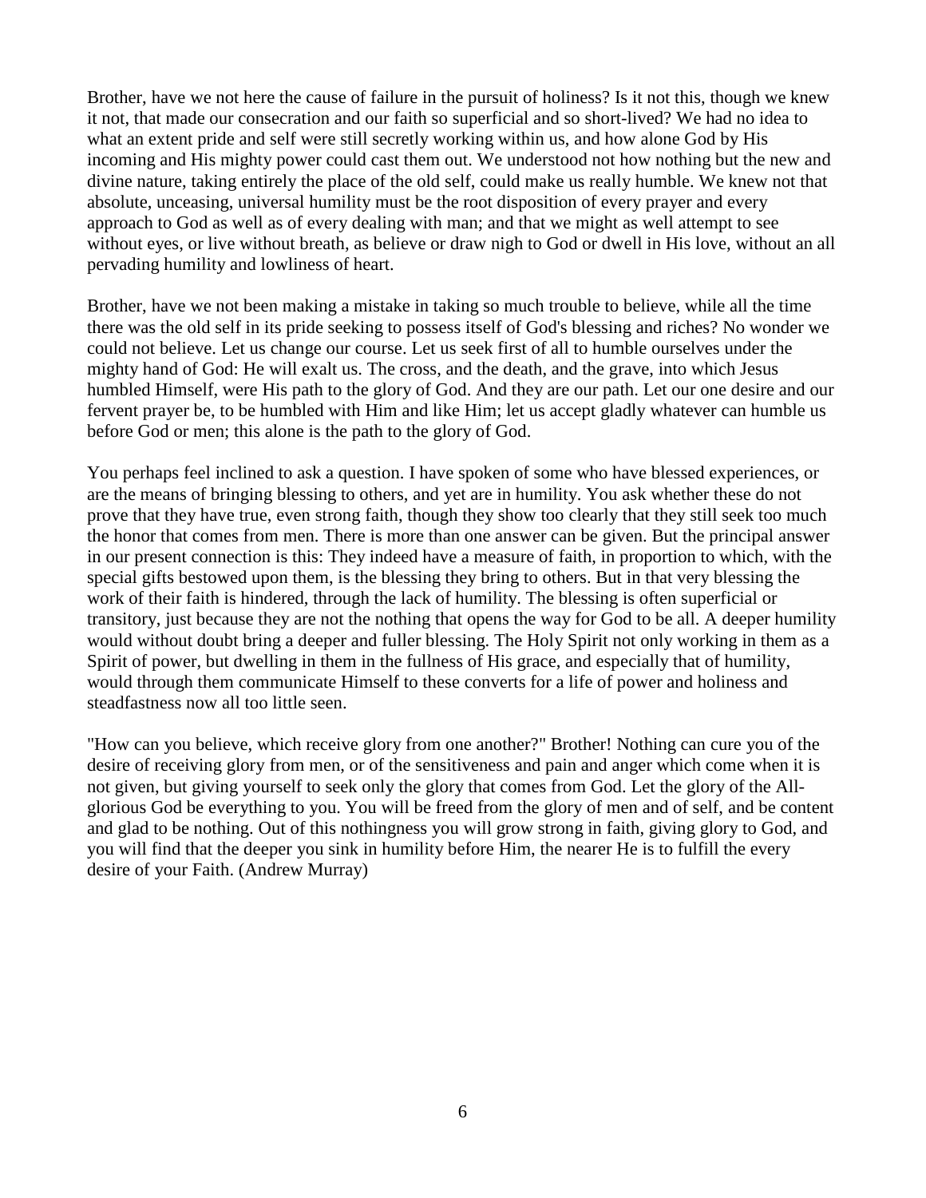Brother, have we not here the cause of failure in the pursuit of holiness? Is it not this, though we knew it not, that made our consecration and our faith so superficial and so short-lived? We had no idea to what an extent pride and self were still secretly working within us, and how alone God by His incoming and His mighty power could cast them out. We understood not how nothing but the new and divine nature, taking entirely the place of the old self, could make us really humble. We knew not that absolute, unceasing, universal humility must be the root disposition of every prayer and every approach to God as well as of every dealing with man; and that we might as well attempt to see without eyes, or live without breath, as believe or draw nigh to God or dwell in His love, without an all pervading humility and lowliness of heart.

Brother, have we not been making a mistake in taking so much trouble to believe, while all the time there was the old self in its pride seeking to possess itself of God's blessing and riches? No wonder we could not believe. Let us change our course. Let us seek first of all to humble ourselves under the mighty hand of God: He will exalt us. The cross, and the death, and the grave, into which Jesus humbled Himself, were His path to the glory of God. And they are our path. Let our one desire and our fervent prayer be, to be humbled with Him and like Him; let us accept gladly whatever can humble us before God or men; this alone is the path to the glory of God.

You perhaps feel inclined to ask a question. I have spoken of some who have blessed experiences, or are the means of bringing blessing to others, and yet are in humility. You ask whether these do not prove that they have true, even strong faith, though they show too clearly that they still seek too much the honor that comes from men. There is more than one answer can be given. But the principal answer in our present connection is this: They indeed have a measure of faith, in proportion to which, with the special gifts bestowed upon them, is the blessing they bring to others. But in that very blessing the work of their faith is hindered, through the lack of humility. The blessing is often superficial or transitory, just because they are not the nothing that opens the way for God to be all. A deeper humility would without doubt bring a deeper and fuller blessing. The Holy Spirit not only working in them as a Spirit of power, but dwelling in them in the fullness of His grace, and especially that of humility, would through them communicate Himself to these converts for a life of power and holiness and steadfastness now all too little seen.

"How can you believe, which receive glory from one another?" Brother! Nothing can cure you of the desire of receiving glory from men, or of the sensitiveness and pain and anger which come when it is not given, but giving yourself to seek only the glory that comes from God. Let the glory of the All-glorious God be everything to you. You will be freed from the glory of men and of self, and be content and glad to be nothing. Out of this nothingness you will grow strong in faith, giving glory to God, and you will find that the deeper you sink in humility before Him, the nearer He is to fulfill the every desire of your Faith. (Andrew Murray)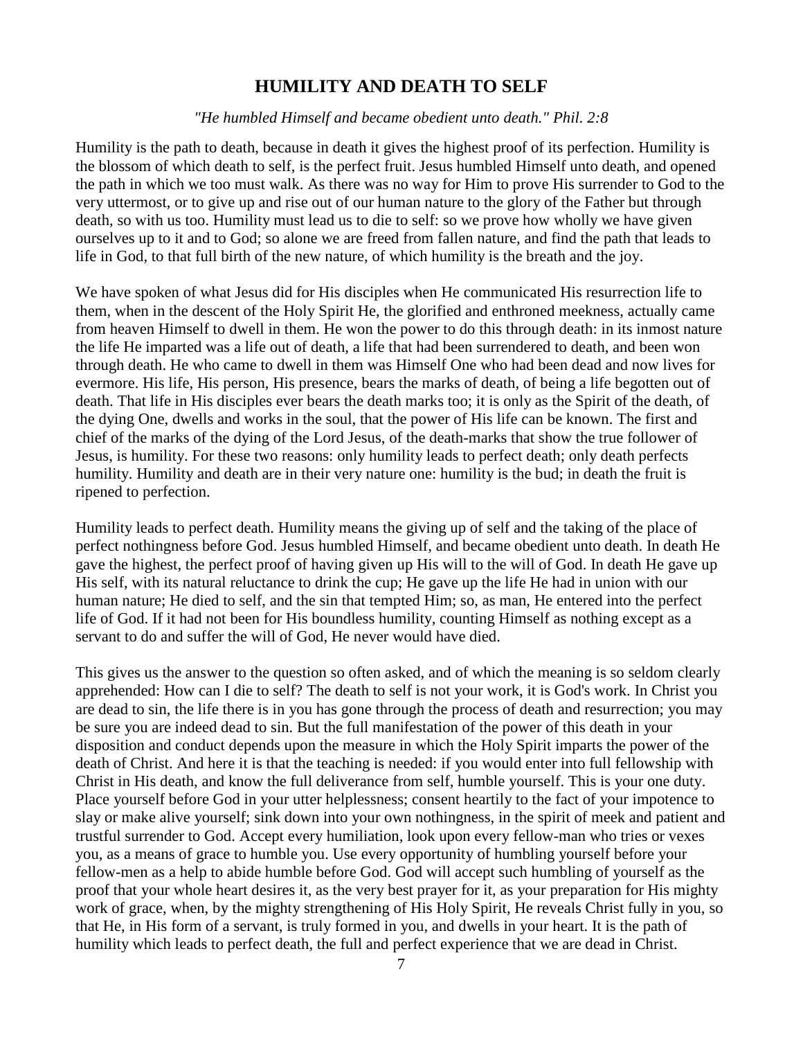## HUMILITY AND DEATH TO SELF

*"He humbled Himself and became obedient unto death." Phil. 2:8*

Humility is the path to death, because in death it gives the highest proof of its perfection. Humility is the blossom of which death to self, is the perfect fruit. Jesus humbled Himself unto death, and opened the path in which we too must walk. As there was no way for Him to prove His surrender to God to the very uttermost, or to give up and rise out of our human nature to the glory of the Father but through death, so with us too. Humility must lead us to die to self: so we prove how wholly we have given ourselves up to it and to God; so alone we are freed from fallen nature, and find the path that leads to life in God, to that full birth of the new nature, of which humility is the breath and the joy.

We have spoken of what Jesus did for His disciples when He communicated His resurrection life to them, when in the descent of the Holy Spirit He, the glorified and enthroned meekness, actually came from heaven Himself to dwell in them. He won the power to do this through death: in its inmost nature the life He imparted was a life out of death, a life that had been surrendered to death, and been won through death. He who came to dwell in them was Himself One who had been dead and now lives for evermore. His life, His person, His presence, bears the marks of death, of being a life begotten out of death. That life in His disciples ever bears the death marks too; it is only as the Spirit of the death, of the dying One, dwells and works in the soul, that the power of His life can be known. The first and chief of the marks of the dying of the Lord Jesus, of the death-marks that show the true follower of Jesus, is humility. For these two reasons: only humility leads to perfect death; only death perfects humility. Humility and death are in their very nature one: humility is the bud; in death the fruit is ripened to perfection.

Humility leads to perfect death. Humility means the giving up of self and the taking of the place of perfect nothingness before God. Jesus humbled Himself, and became obedient unto death. In death He gave the highest, the perfect proof of having given up His will to the will of God. In death He gave up His self, with its natural reluctance to drink the cup; He gave up the life He had in union with our human nature; He died to self, and the sin that tempted Him; so, as man, He entered into the perfect life of God. If it had not been for His boundless humility, counting Himself as nothing except as a servant to do and suffer the will of God, He never would have died.

This gives us the answer to the question so often asked, and of which the meaning is so seldom clearly apprehended: How can I die to self? The death to self is not your work, it is God's work. In Christ you are dead to sin, the life there is in you has gone through the process of death and resurrection; you may be sure you are indeed dead to sin. But the full manifestation of the power of this death in your disposition and conduct depends upon the measure in which the Holy Spirit imparts the power of the death of Christ. And here it is that the teaching is needed: if you would enter into full fellowship with Christ in His death, and know the full deliverance from self, humble yourself. This is your one duty. Place yourself before God in your utter helplessness; consent heartily to the fact of your impotence to slay or make alive yourself; sink down into your own nothingness, in the spirit of meek and patient and trustful surrender to God. Accept every humiliation, look upon every fellow-man who tries or vexes you, as a means of grace to humble you. Use every opportunity of humbling yourself before your fellow-men as a help to abide humble before God. God will accept such humbling of yourself as the proof that your whole heart desires it, as the very best prayer for it, as your preparation for His mighty work of grace, when, by the mighty strengthening of His Holy Spirit, He reveals Christ fully in you, so that He, in His form of a servant, is truly formed in you, and dwells in your heart. It is the path of humility which leads to perfect death, the full and perfect experience that we are dead in Christ.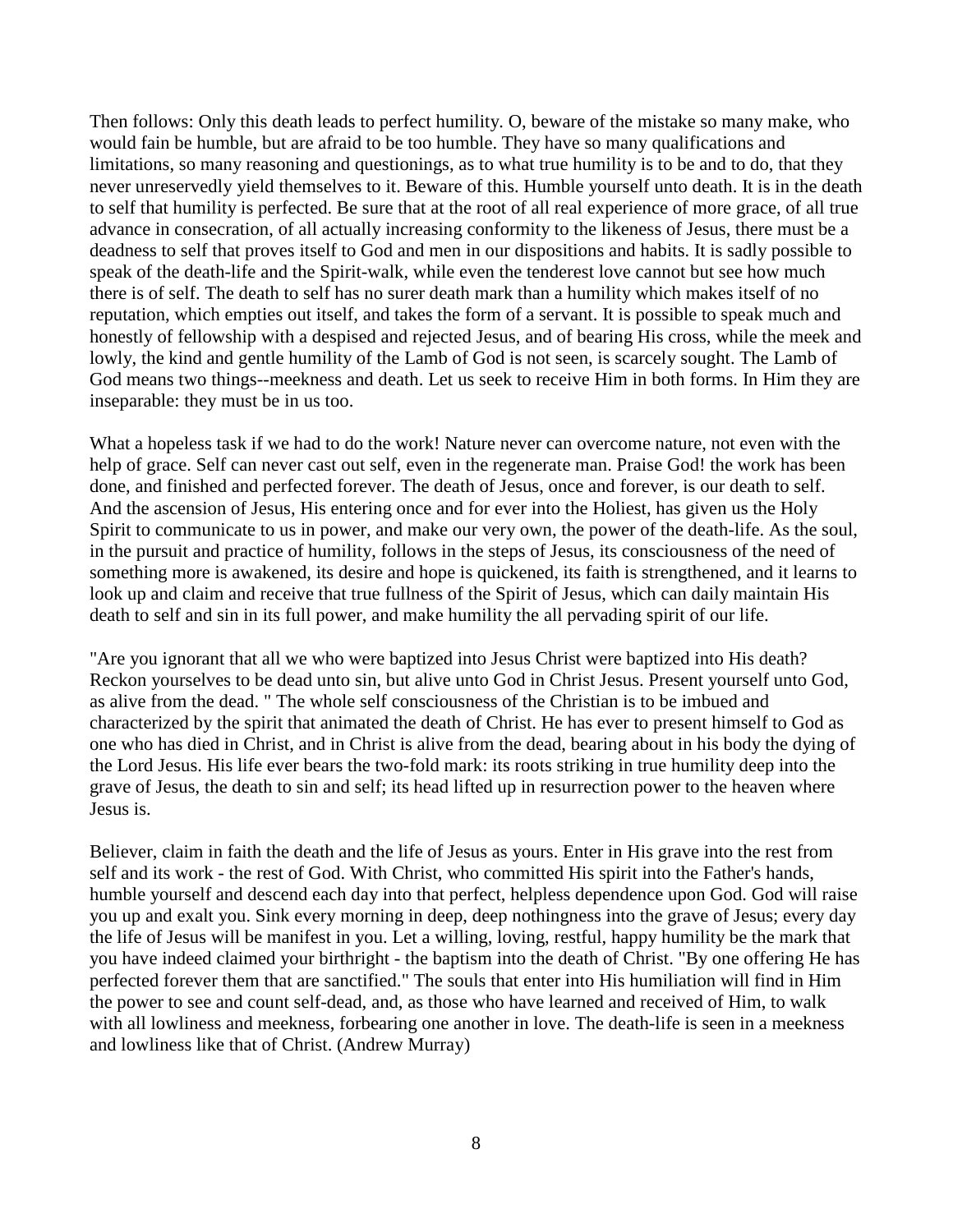Then follows: Only this death leads to perfect humility. O, beware of the mistake so many make, who would fain be humble, but are afraid to be too humble. They have so many qualifications and limitations, so many reasoning and questionings, as to what true humility is to be and to do, that they never unreservedly yield themselves to it. Beware of this. Humble yourself unto death. It is in the death to self that humility is perfected. Be sure that at the root of all real experience of more grace, of all true advance in consecration, of all actually increasing conformity to the likeness of Jesus, there must be a deadness to self that proves itself to God and men in our dispositions and habits. It is sadly possible to speak of the death-life and the Spirit-walk, while even the tenderest love cannot but see how much there is of self. The death to self has no surer death mark than a humility which makes itself of no reputation, which empties out itself, and takes the form of a servant. It is possible to speak much and honestly of fellowship with a despised and rejected Jesus, and of bearing His cross, while the meek and lowly, the kind and gentle humility of the Lamb of God is not seen, is scarcely sought. The Lamb of God means two things--meekness and death. Let us seek to receive Him in both forms. In Him they are inseparable: they must be in us too.

What a hopeless task if we had to do the work! Nature never can overcome nature, not even with the help of grace. Self can never cast out self, even in the regenerate man. Praise God! the work has been done, and finished and perfected forever. The death of Jesus, once and forever, is our death to self. And the ascension of Jesus, His entering once and for ever into the Holiest, has given us the Holy Spirit to communicate to us in power, and make our very own, the power of the death-life. As the soul, in the pursuit and practice of humility, follows in the steps of Jesus, its consciousness of the need of something more is awakened, its desire and hope is quickened, its faith is strengthened, and it learns to look up and claim and receive that true fullness of the Spirit of Jesus, which can daily maintain His death to self and sin in its full power, and make humility the all pervading spirit of our life.

"Are you ignorant that all we who were baptized into Jesus Christ were baptized into His death? Reckon yourselves to be dead unto sin, but alive unto God in Christ Jesus. Present yourself unto God, as alive from the dead. " The whole self consciousness of the Christian is to be imbued and characterized by the spirit that animated the death of Christ. He has ever to present himself to God as one who has died in Christ, and in Christ is alive from the dead, bearing about in his body the dying of the Lord Jesus. His life ever bears the two-fold mark: its roots striking in true humility deep into the grave of Jesus, the death to sin and self; its head lifted up in resurrection power to the heaven where Jesus is.

Believer, claim in faith the death and the life of Jesus as yours. Enter in His grave into the rest from self and its work - the rest of God. With Christ, who committed His spirit into the Father's hands, humble yourself and descend each day into that perfect, helpless dependence upon God. God will raise you up and exalt you. Sink every morning in deep, deep nothingness into the grave of Jesus; every day the life of Jesus will be manifest in you. Let a willing, loving, restful, happy humility be the mark that you have indeed claimed your birthright - the baptism into the death of Christ. "By one offering He has perfected forever them that are sanctified." The souls that enter into His humiliation will find in Him the power to see and count self-dead, and, as those who have learned and received of Him, to walk with all lowliness and meekness, forbearing one another in love. The death-life is seen in a meekness and lowliness like that of Christ. (Andrew Murray)